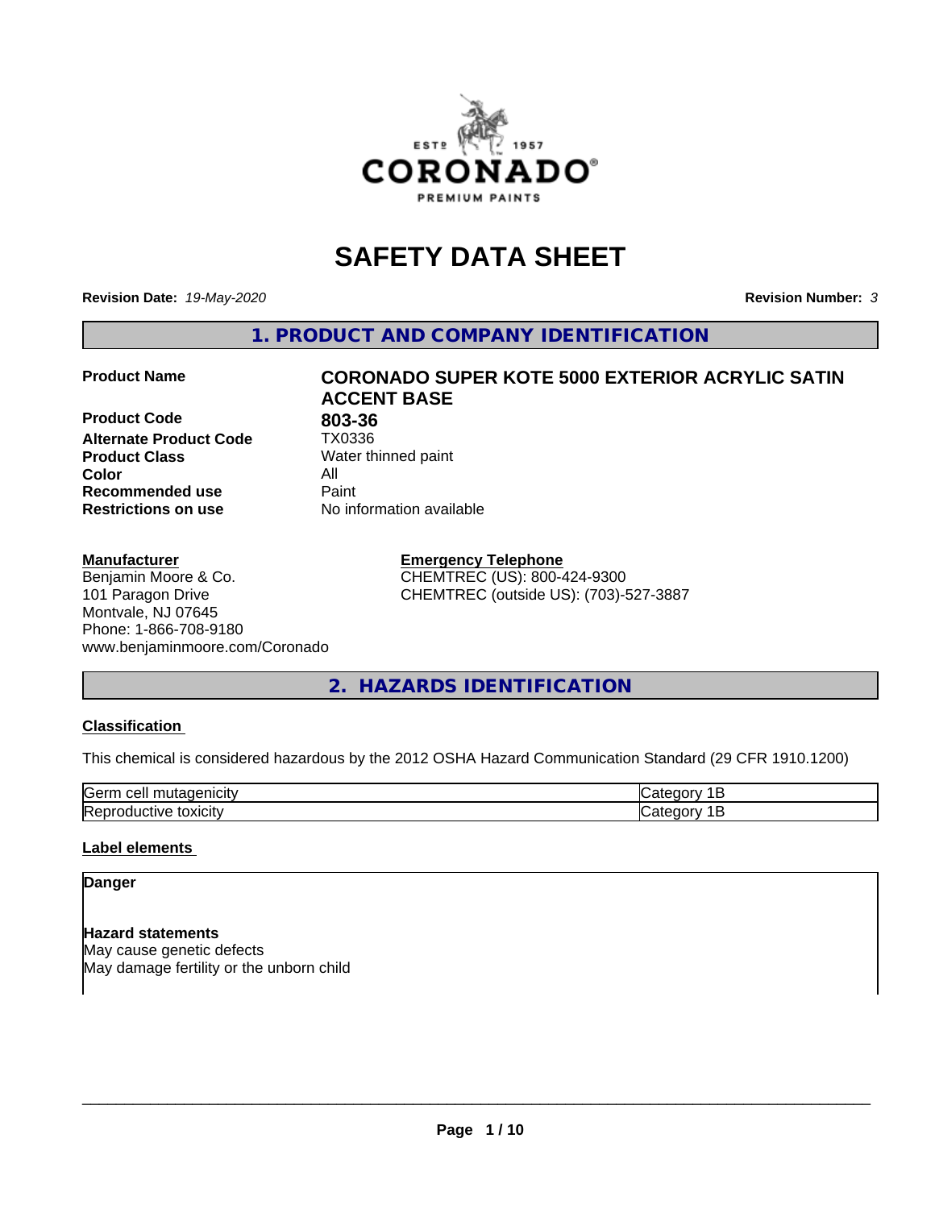# SAFETY DATA SHEET

**Revision Date:** *19-May-2020* **Revision Number:** *3*

## 1. PRODUCT AND COMPANY IDENTIFICATION

| | |
|---|---|
| **Product Name** | **CORONADO SUPER KOTE 5000 EXTERIOR ACRYLIC SATIN ACCENT BASE** |
| **Product Code** | **803-36** |
| **Alternate Product Code** | TX0336 |
| **Product Class** | Water thinned paint |
| **Color** | All |
| **Recommended use** | Paint |
| **Restrictions on use** | No information available |

**Manufacturer**
Benjamin Moore & Co.
101 Paragon Drive
Montvale, NJ 07645
Phone: 1-866-708-9180
www.benjaminmoore.com/Coronado

**Emergency Telephone**
CHEMTREC (US): 800-424-9300
CHEMTREC (outside US): (703)-527-3887

## 2. HAZARDS IDENTIFICATION

**Classification**

This chemical is considered hazardous by the 2012 OSHA Hazard Communication Standard (29 CFR 1910.1200)

| | |
|---|---|
| Germ cell mutagenicity | Category 1B |
| Reproductive toxicity | Category 1B |

**Label elements**

**Danger**

**Hazard statements**
May cause genetic defects
May damage fertility or the unborn child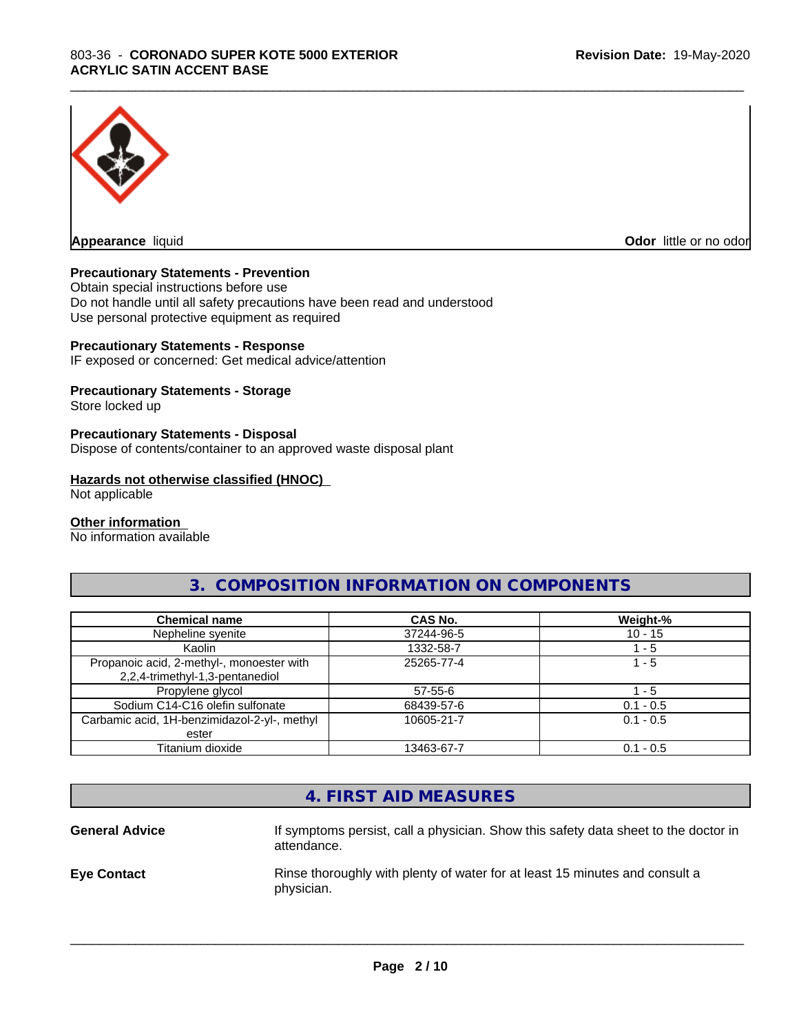**Appearance** liquid

**Odor** little or no odor

**Precautionary Statements - Prevention**

Obtain special instructions before use
Do not handle until all safety precautions have been read and understood
Use personal protective equipment as required

**Precautionary Statements - Response**

IF exposed or concerned: Get medical advice/attention

**Precautionary Statements - Storage**

Store locked up

**Precautionary Statements - Disposal**

Dispose of contents/container to an approved waste disposal plant

**Hazards not otherwise classified (HNOC)**

Not applicable

**Other information**

No information available

## 3. COMPOSITION INFORMATION ON COMPONENTS

| Chemical name | CAS No. | Weight-% |
| --- | --- | --- |
| Nepheline syenite | 37244-96-5 | 10 - 15 |
| Kaolin | 1332-58-7 | 1 - 5 |
| Propanoic acid, 2-methyl-, monoester with 2,2,4-trimethyl-1,3-pentanediol | 25265-77-4 | 1 - 5 |
| Propylene glycol | 57-55-6 | 1 - 5 |
| Sodium C14-C16 olefin sulfonate | 68439-57-6 | 0.1 - 0.5 |
| Carbamic acid, 1H-benzimidazol-2-yl-, methyl ester | 10605-21-7 | 0.1 - 0.5 |
| Titanium dioxide | 13463-67-7 | 0.1 - 0.5 |

## 4. FIRST AID MEASURES

**General Advice** If symptoms persist, call a physician. Show this safety data sheet to the doctor in attendance.

**Eye Contact** Rinse thoroughly with plenty of water for at least 15 minutes and consult a physician.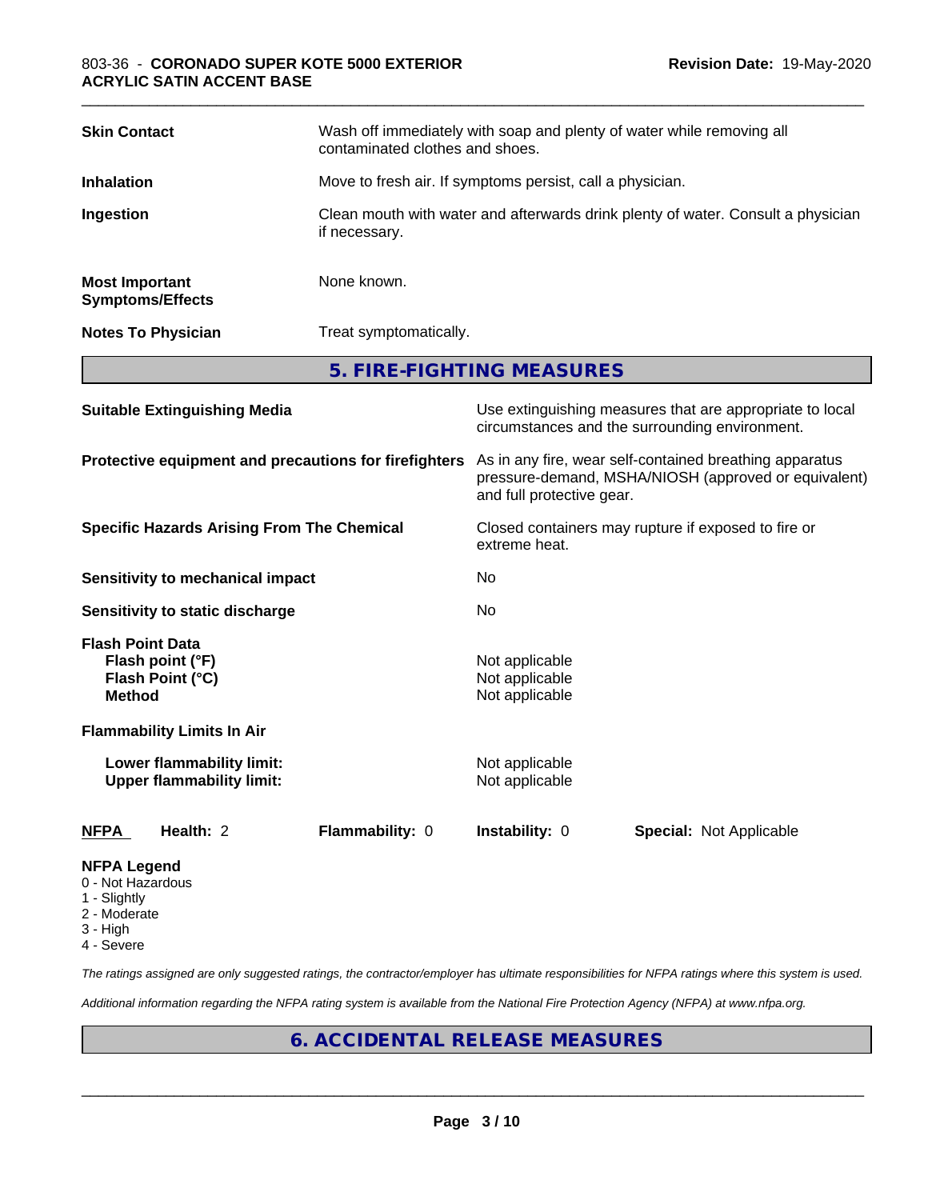| | |
|---|---|
| **Skin Contact** | Wash off immediately with soap and plenty of water while removing all contaminated clothes and shoes. |
| **Inhalation** | Move to fresh air. If symptoms persist, call a physician. |
| **Ingestion** | Clean mouth with water and afterwards drink plenty of water. Consult a physician if necessary. |
| **Most Important Symptoms/Effects** | None known. |
| **Notes To Physician** | Treat symptomatically. |

## 5. FIRE-FIGHTING MEASURES

| | |
|---|---|
| **Suitable Extinguishing Media** | Use extinguishing measures that are appropriate to local circumstances and the surrounding environment. |
| **Protective equipment and precautions for firefighters** | As in any fire, wear self-contained breathing apparatus pressure-demand, MSHA/NIOSH (approved or equivalent) and full protective gear. |
| **Specific Hazards Arising From The Chemical** | Closed containers may rupture if exposed to fire or extreme heat. |
| **Sensitivity to mechanical impact** | No |
| **Sensitivity to static discharge** | No |

**Flash Point Data**

| | |
|---|---|
| **Flash point (°F)** | Not applicable |
| **Flash Point (°C)** | Not applicable |
| **Method** | Not applicable |

**Flammability Limits In Air**

| | |
|---|---|
| **Lower flammability limit:** | Not applicable |
| **Upper flammability limit:** | Not applicable |

| **NFPA** | **Health:** 2 | **Flammability:** 0 | **Instability:** 0 | **Special:** Not Applicable |
|---|---|---|---|---|

**NFPA Legend**
- 0 - Not Hazardous
- 1 - Slightly
- 2 - Moderate
- 3 - High
- 4 - Severe

*The ratings assigned are only suggested ratings, the contractor/employer has ultimate responsibilities for NFPA ratings where this system is used.*

*Additional information regarding the NFPA rating system is available from the National Fire Protection Agency (NFPA) at www.nfpa.org.*

## 6. ACCIDENTAL RELEASE MEASURES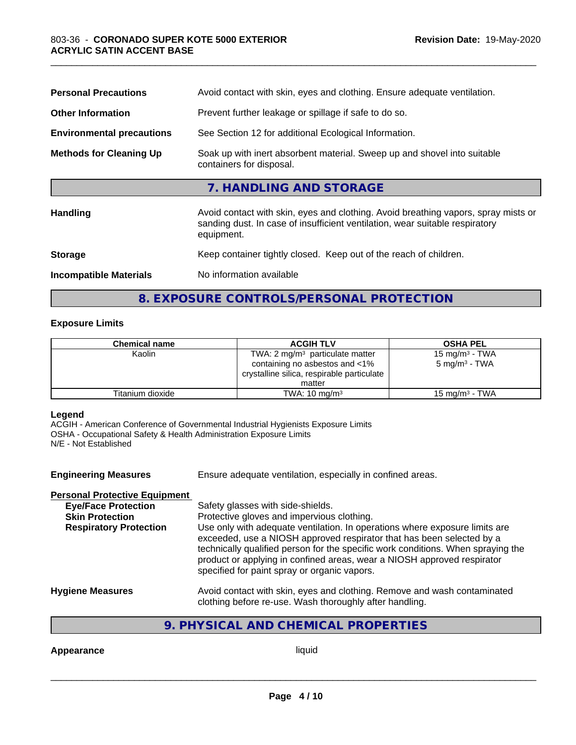| | |
|---|---|
| **Personal Precautions** | Avoid contact with skin, eyes and clothing. Ensure adequate ventilation. |
| **Other Information** | Prevent further leakage or spillage if safe to do so. |
| **Environmental precautions** | See Section 12 for additional Ecological Information. |
| **Methods for Cleaning Up** | Soak up with inert absorbent material. Sweep up and shovel into suitable containers for disposal. |

## 7. HANDLING AND STORAGE

| | |
|---|---|
| **Handling** | Avoid contact with skin, eyes and clothing. Avoid breathing vapors, spray mists or sanding dust. In case of insufficient ventilation, wear suitable respiratory equipment. |
| **Storage** | Keep container tightly closed. Keep out of the reach of children. |
| **Incompatible Materials** | No information available |

## 8. EXPOSURE CONTROLS/PERSONAL PROTECTION

### Exposure Limits

| Chemical name | ACGIH TLV | OSHA PEL |
|---|---|---|
| Kaolin | TWA: 2 mg/m³ particulate matter containing no asbestos and <1% crystalline silica, respirable particulate matter | 15 mg/m³ - TWA<br>5 mg/m³ - TWA |
| Titanium dioxide | TWA: 10 mg/m³ | 15 mg/m³ - TWA |

**Legend**
ACGIH - American Conference of Governmental Industrial Hygienists Exposure Limits
OSHA - Occupational Safety & Health Administration Exposure Limits
N/E - Not Established

**Engineering Measures** Ensure adequate ventilation, especially in confined areas.

**Personal Protective Equipment**

| | |
|---|---|
| **Eye/Face Protection** | Safety glasses with side-shields. |
| **Skin Protection** | Protective gloves and impervious clothing. |
| **Respiratory Protection** | Use only with adequate ventilation. In operations where exposure limits are exceeded, use a NIOSH approved respirator that has been selected by a technically qualified person for the specific work conditions. When spraying the product or applying in confined areas, wear a NIOSH approved respirator specified for paint spray or organic vapors. |

**Hygiene Measures** Avoid contact with skin, eyes and clothing. Remove and wash contaminated clothing before re-use. Wash thoroughly after handling.

## 9. PHYSICAL AND CHEMICAL PROPERTIES

**Appearance** liquid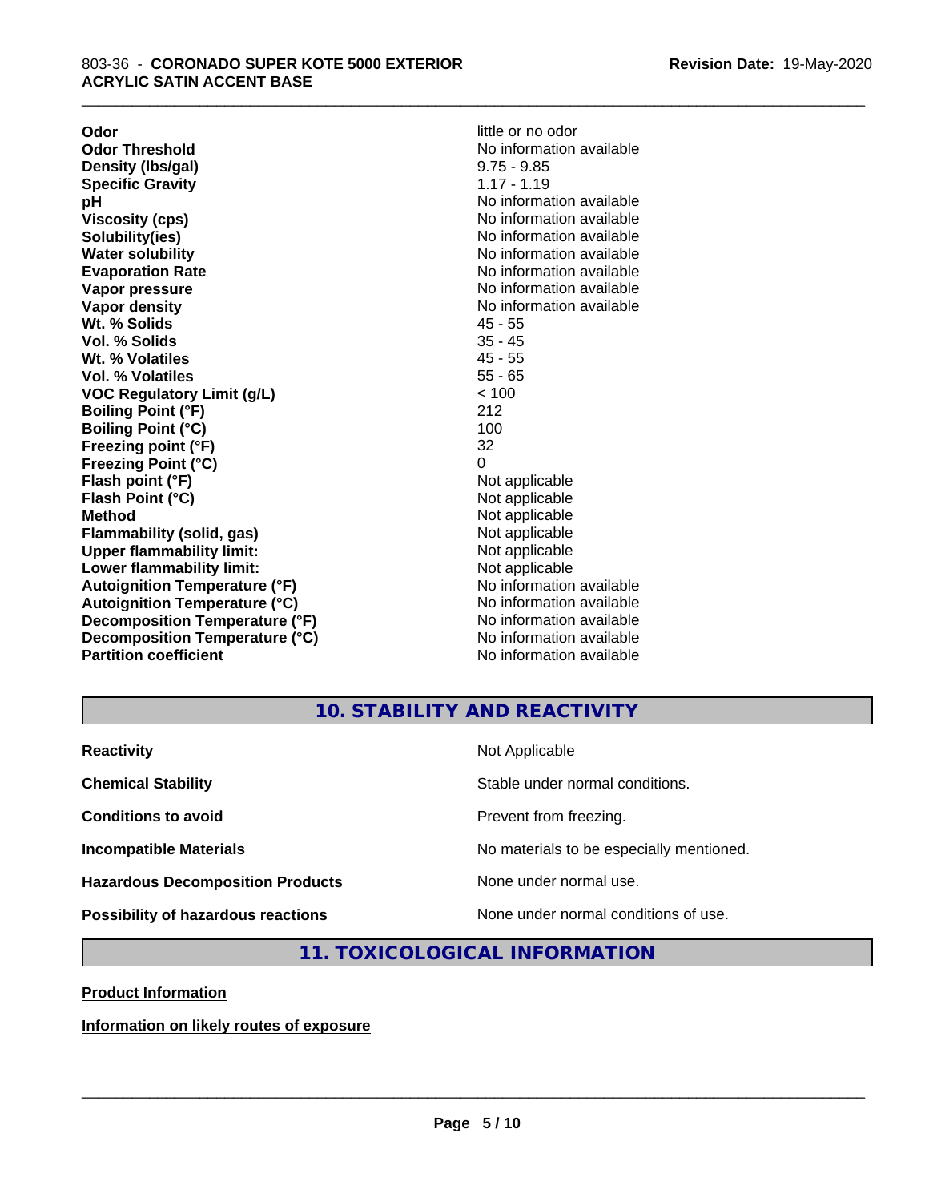| | |
|---|---|
| **Odor** | little or no odor |
| **Odor Threshold** | No information available |
| **Density (lbs/gal)** | 9.75 - 9.85 |
| **Specific Gravity** | 1.17 - 1.19 |
| **pH** | No information available |
| **Viscosity (cps)** | No information available |
| **Solubility(ies)** | No information available |
| **Water solubility** | No information available |
| **Evaporation Rate** | No information available |
| **Vapor pressure** | No information available |
| **Vapor density** | No information available |
| **Wt. % Solids** | 45 - 55 |
| **Vol. % Solids** | 35 - 45 |
| **Wt. % Volatiles** | 45 - 55 |
| **Vol. % Volatiles** | 55 - 65 |
| **VOC Regulatory Limit (g/L)** | < 100 |
| **Boiling Point (°F)** | 212 |
| **Boiling Point (°C)** | 100 |
| **Freezing point (°F)** | 32 |
| **Freezing Point (°C)** | 0 |
| **Flash point (°F)** | Not applicable |
| **Flash Point (°C)** | Not applicable |
| **Method** | Not applicable |
| **Flammability (solid, gas)** | Not applicable |
| **Upper flammability limit:** | Not applicable |
| **Lower flammability limit:** | Not applicable |
| **Autoignition Temperature (°F)** | No information available |
| **Autoignition Temperature (°C)** | No information available |
| **Decomposition Temperature (°F)** | No information available |
| **Decomposition Temperature (°C)** | No information available |
| **Partition coefficient** | No information available |

## 10. STABILITY AND REACTIVITY

| | |
|---|---|
| **Reactivity** | Not Applicable |
| **Chemical Stability** | Stable under normal conditions. |
| **Conditions to avoid** | Prevent from freezing. |
| **Incompatible Materials** | No materials to be especially mentioned. |
| **Hazardous Decomposition Products** | None under normal use. |
| **Possibility of hazardous reactions** | None under normal conditions of use. |

## 11. TOXICOLOGICAL INFORMATION

**Product Information**

**Information on likely routes of exposure**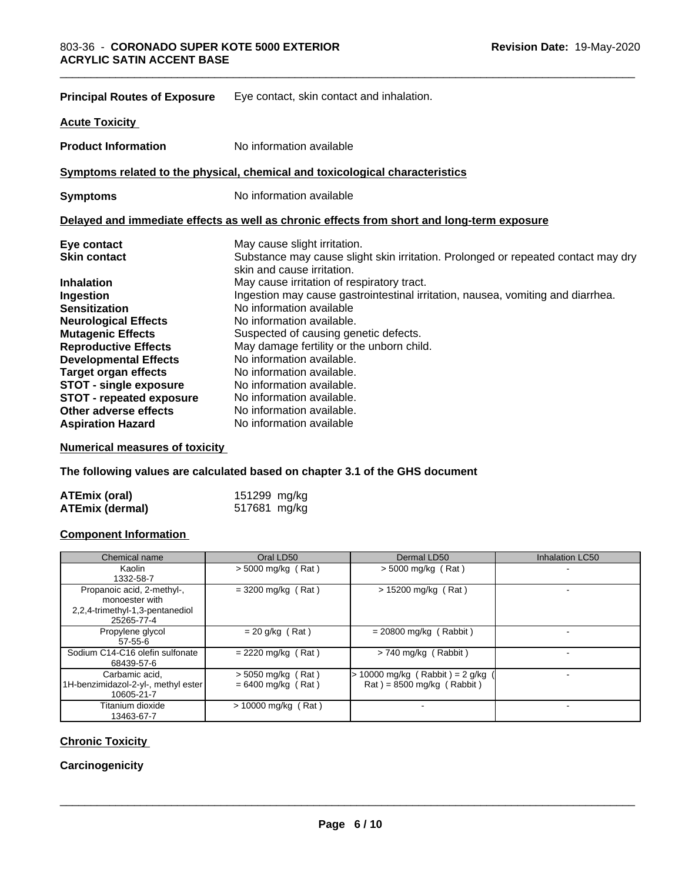**Principal Routes of Exposure** Eye contact, skin contact and inhalation.

**Acute Toxicity**

**Product Information** No information available

**Symptoms related to the physical, chemical and toxicological characteristics**

**Symptoms** No information available

**Delayed and immediate effects as well as chronic effects from short and long-term exposure**

**Eye contact** May cause slight irritation.
**Skin contact** Substance may cause slight skin irritation. Prolonged or repeated contact may dry skin and cause irritation.
**Inhalation** May cause irritation of respiratory tract.
**Ingestion** Ingestion may cause gastrointestinal irritation, nausea, vomiting and diarrhea.
**Sensitization** No information available
**Neurological Effects** No information available.
**Mutagenic Effects** Suspected of causing genetic defects.
**Reproductive Effects** May damage fertility or the unborn child.
**Developmental Effects** No information available.
**Target organ effects** No information available.
**STOT - single exposure** No information available.
**STOT - repeated exposure** No information available.
**Other adverse effects** No information available.
**Aspiration Hazard** No information available

**Numerical measures of toxicity**

**The following values are calculated based on chapter 3.1 of the GHS document**

**ATEmix (oral)** 151299 mg/kg
**ATEmix (dermal)** 517681 mg/kg

**Component Information**

| Chemical name | Oral LD50 | Dermal LD50 | Inhalation LC50 |
|---|---|---|---|
| Kaolin<br>1332-58-7 | > 5000 mg/kg ( Rat ) | > 5000 mg/kg ( Rat ) | - |
| Propanoic acid, 2-methyl-, monoester with 2,2,4-trimethyl-1,3-pentanediol<br>25265-77-4 | = 3200 mg/kg ( Rat ) | > 15200 mg/kg ( Rat ) | - |
| Propylene glycol<br>57-55-6 | = 20 g/kg ( Rat ) | = 20800 mg/kg ( Rabbit ) | - |
| Sodium C14-C16 olefin sulfonate<br>68439-57-6 | = 2220 mg/kg ( Rat ) | > 740 mg/kg ( Rabbit ) | - |
| Carbamic acid, 1H-benzimidazol-2-yl-, methyl ester<br>10605-21-7 | > 5050 mg/kg ( Rat )<br>= 6400 mg/kg ( Rat ) | > 10000 mg/kg ( Rabbit ) = 2 g/kg ( Rat ) = 8500 mg/kg ( Rabbit ) | - |
| Titanium dioxide<br>13463-67-7 | > 10000 mg/kg ( Rat ) | - | - |

**Chronic Toxicity**

**Carcinogenicity**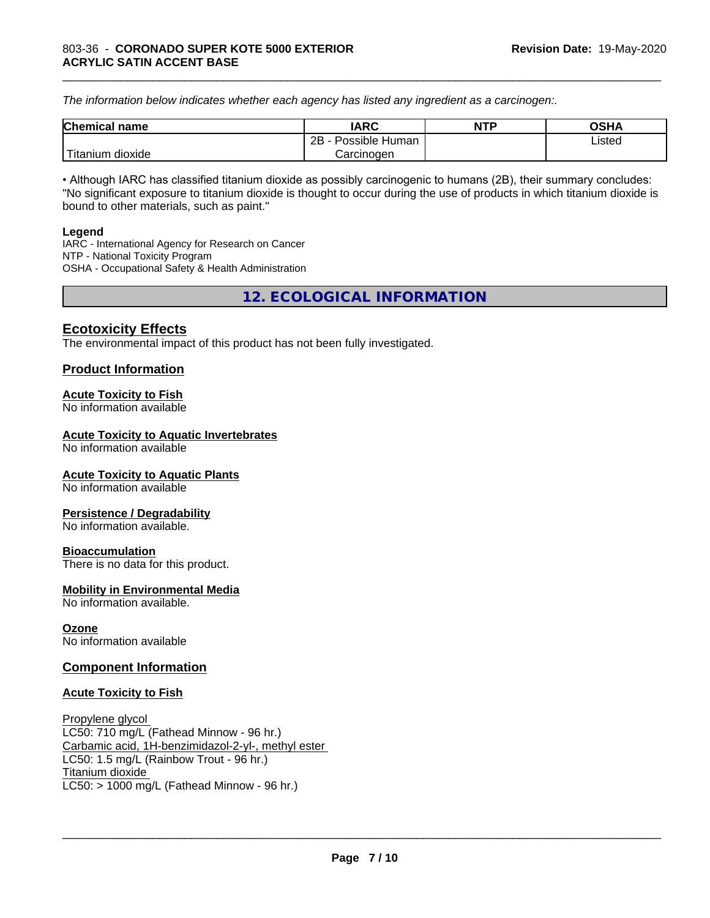*The information below indicates whether each agency has listed any ingredient as a carcinogen:.*

| Chemical name | IARC | NTP | OSHA |
|---|---|---|---|
| Titanium dioxide | 2B - Possible Human Carcinogen | | Listed |

• Although IARC has classified titanium dioxide as possibly carcinogenic to humans (2B), their summary concludes: "No significant exposure to titanium dioxide is thought to occur during the use of products in which titanium dioxide is bound to other materials, such as paint."

**Legend**

IARC - International Agency for Research on Cancer
NTP - National Toxicity Program
OSHA - Occupational Safety & Health Administration

## 12. ECOLOGICAL INFORMATION

### Ecotoxicity Effects

The environmental impact of this product has not been fully investigated.

### Product Information

**Acute Toxicity to Fish**

No information available

**Acute Toxicity to Aquatic Invertebrates**

No information available

**Acute Toxicity to Aquatic Plants**

No information available

**Persistence / Degradability**

No information available.

**Bioaccumulation**

There is no data for this product.

**Mobility in Environmental Media**

No information available.

**Ozone**

No information available

### Component Information

**Acute Toxicity to Fish**

Propylene glycol
LC50: 710 mg/L (Fathead Minnow - 96 hr.)
Carbamic acid, 1H-benzimidazol-2-yl-, methyl ester
LC50: 1.5 mg/L (Rainbow Trout - 96 hr.)
Titanium dioxide
LC50: > 1000 mg/L (Fathead Minnow - 96 hr.)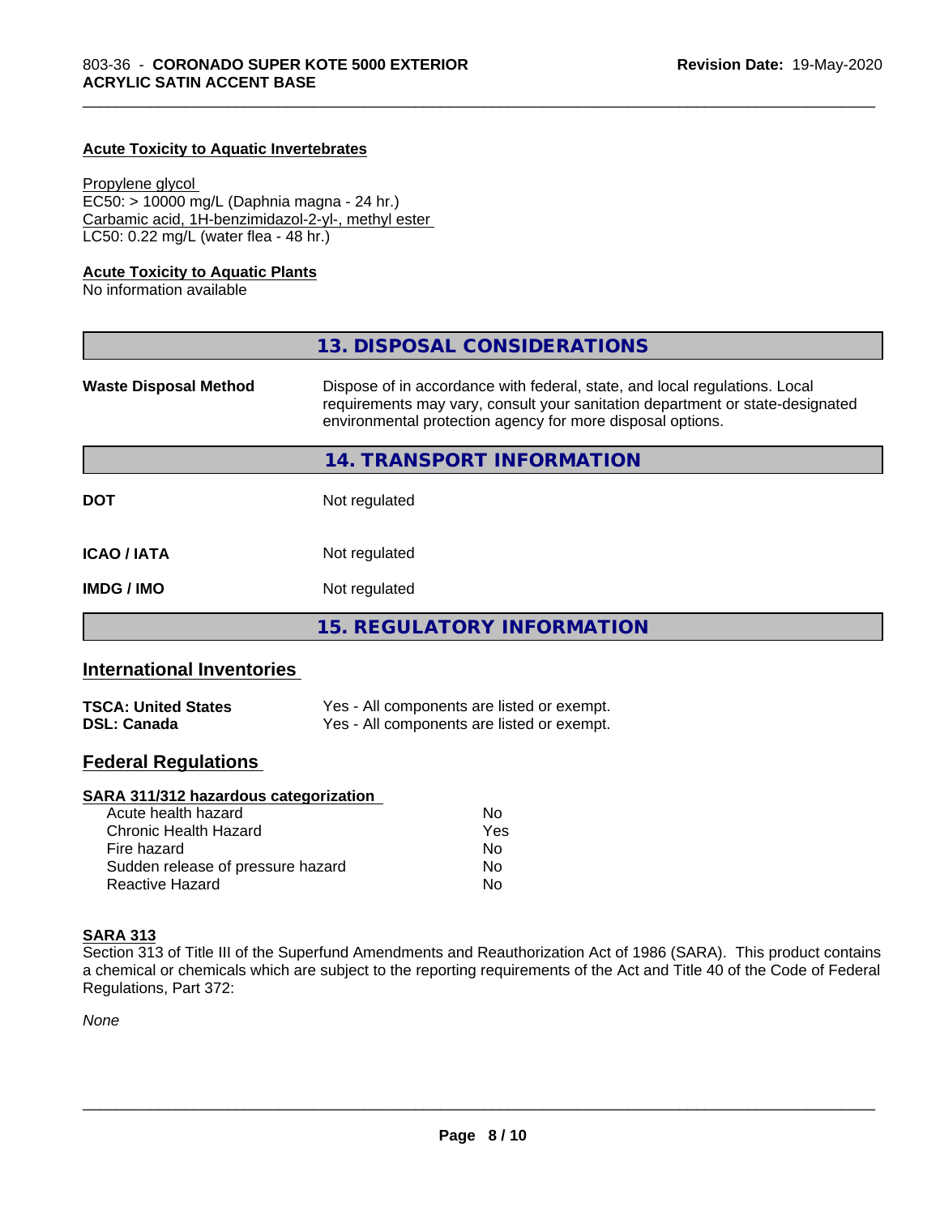### Acute Toxicity to Aquatic Invertebrates

Propylene glycol
EC50: > 10000 mg/L (Daphnia magna - 24 hr.)
Carbamic acid, 1H-benzimidazol-2-yl-, methyl ester
LC50: 0.22 mg/L (water flea - 48 hr.)

### Acute Toxicity to Aquatic Plants

No information available

## 13. DISPOSAL CONSIDERATIONS

| | |
|---|---|
| **Waste Disposal Method** | Dispose of in accordance with federal, state, and local regulations. Local requirements may vary, consult your sanitation department or state-designated environmental protection agency for more disposal options. |

## 14. TRANSPORT INFORMATION

| | |
|---|---|
| **DOT** | Not regulated |
| **ICAO / IATA** | Not regulated |
| **IMDG / IMO** | Not regulated |

## 15. REGULATORY INFORMATION

### International Inventories

| | |
|---|---|
| **TSCA: United States** | Yes - All components are listed or exempt. |
| **DSL: Canada** | Yes - All components are listed or exempt. |

### Federal Regulations

#### SARA 311/312 hazardous categorization

| | |
|---|---|
| Acute health hazard | No |
| Chronic Health Hazard | Yes |
| Fire hazard | No |
| Sudden release of pressure hazard | No |
| Reactive Hazard | No |

#### SARA 313

Section 313 of Title III of the Superfund Amendments and Reauthorization Act of 1986 (SARA). This product contains a chemical or chemicals which are subject to the reporting requirements of the Act and Title 40 of the Code of Federal Regulations, Part 372:

*None*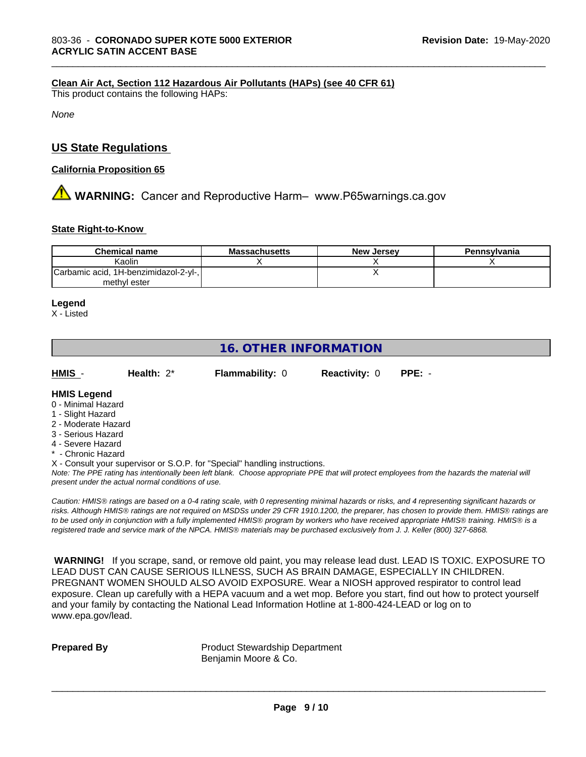#### Clean Air Act, Section 112 Hazardous Air Pollutants (HAPs) (see 40 CFR 61)

This product contains the following HAPs:

*None*

## US State Regulations

#### California Proposition 65

⚠ **WARNING:** Cancer and Reproductive Harm– www.P65warnings.ca.gov

#### State Right-to-Know

| Chemical name | Massachusetts | New Jersey | Pennsylvania |
|---|---|---|---|
| Kaolin | X | X | X |
| Carbamic acid, 1H-benzimidazol-2-yl-, methyl ester | | X | |

**Legend**

X - Listed

# 16. OTHER INFORMATION

**HMIS** - **Health:** 2* **Flammability:** 0 **Reactivity:** 0 **PPE:** -

**HMIS Legend**

0 - Minimal Hazard
1 - Slight Hazard
2 - Moderate Hazard
3 - Serious Hazard
4 - Severe Hazard
* - Chronic Hazard
X - Consult your supervisor or S.O.P. for "Special" handling instructions.

*Note: The PPE rating has intentionally been left blank. Choose appropriate PPE that will protect employees from the hazards the material will present under the actual normal conditions of use.*

*Caution: HMIS® ratings are based on a 0-4 rating scale, with 0 representing minimal hazards or risks, and 4 representing significant hazards or risks. Although HMIS® ratings are not required on MSDSs under 29 CFR 1910.1200, the preparer, has chosen to provide them. HMIS® ratings are to be used only in conjunction with a fully implemented HMIS® program by workers who have received appropriate HMIS® training. HMIS® is a registered trade and service mark of the NPCA. HMIS® materials may be purchased exclusively from J. J. Keller (800) 327-6868.*

**WARNING!** If you scrape, sand, or remove old paint, you may release lead dust. LEAD IS TOXIC. EXPOSURE TO LEAD DUST CAN CAUSE SERIOUS ILLNESS, SUCH AS BRAIN DAMAGE, ESPECIALLY IN CHILDREN. PREGNANT WOMEN SHOULD ALSO AVOID EXPOSURE. Wear a NIOSH approved respirator to control lead exposure. Clean up carefully with a HEPA vacuum and a wet mop. Before you start, find out how to protect yourself and your family by contacting the National Lead Information Hotline at 1-800-424-LEAD or log on to www.epa.gov/lead.

**Prepared By** Product Stewardship Department
Benjamin Moore & Co.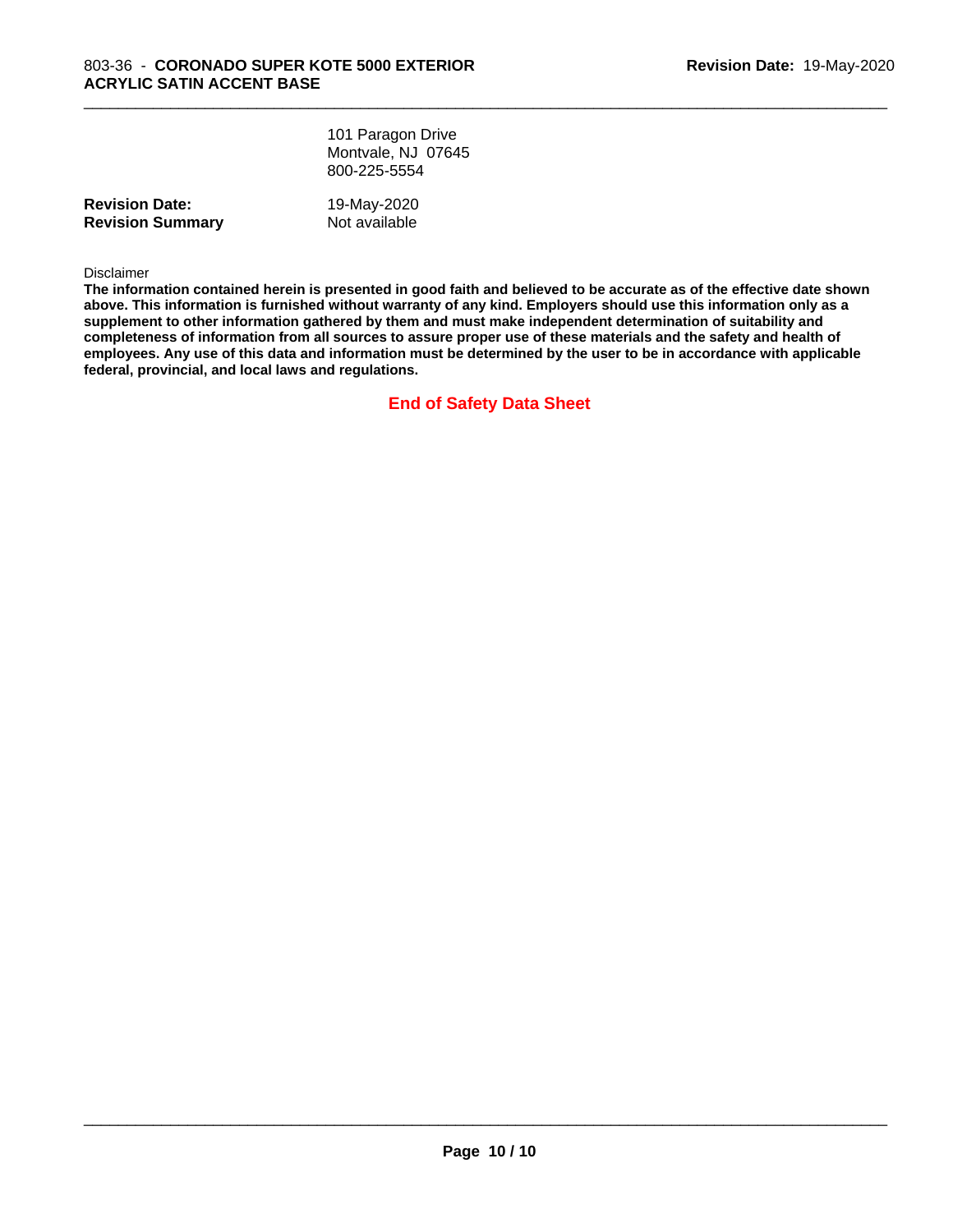101 Paragon Drive
Montvale, NJ 07645
800-225-5554

| | |
|---|---|
| **Revision Date:** | 19-May-2020 |
| **Revision Summary** | Not available |

Disclaimer

**The information contained herein is presented in good faith and believed to be accurate as of the effective date shown above. This information is furnished without warranty of any kind. Employers should use this information only as a supplement to other information gathered by them and must make independent determination of suitability and completeness of information from all sources to assure proper use of these materials and the safety and health of employees. Any use of this data and information must be determined by the user to be in accordance with applicable federal, provincial, and local laws and regulations.**

**End of Safety Data Sheet**